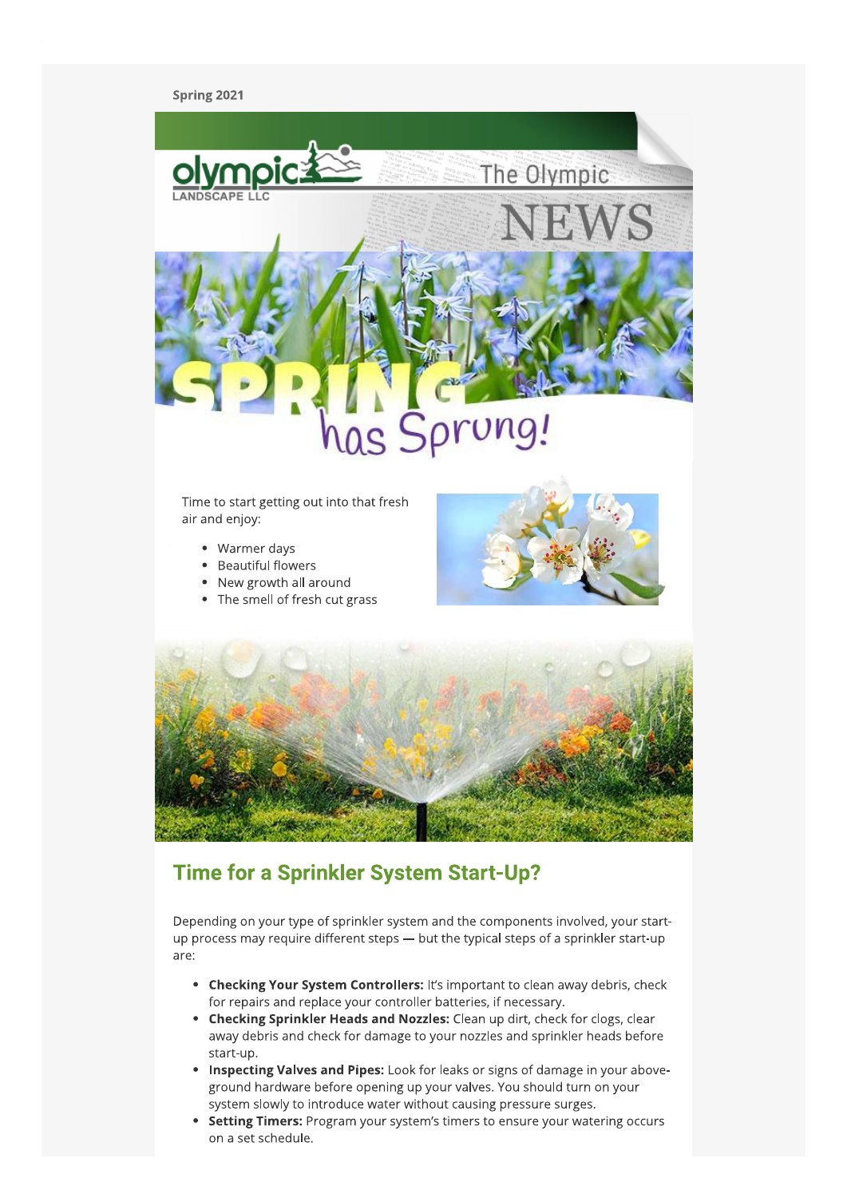Spring 2021

olympic LANDSCAPE LLC

The Olympic NEWS

# SPRING has Sprung!

Time to start getting out into that fresh air and enjoy:

- Warmer days
- Beautiful flowers
- New growth all around
- The smell of fresh cut grass

## Time for a Sprinkler System Start-Up?

Depending on your type of sprinkler system and the components involved, your start-up process may require different steps — but the typical steps of a sprinkler start-up are:

- **Checking Your System Controllers:** It's important to clean away debris, check for repairs and replace your controller batteries, if necessary.
- **Checking Sprinkler Heads and Nozzles:** Clean up dirt, check for clogs, clear away debris and check for damage to your nozzles and sprinkler heads before start-up.
- **Inspecting Valves and Pipes:** Look for leaks or signs of damage in your above-ground hardware before opening up your valves. You should turn on your system slowly to introduce water without causing pressure surges.
- **Setting Timers:** Program your system's timers to ensure your watering occurs on a set schedule.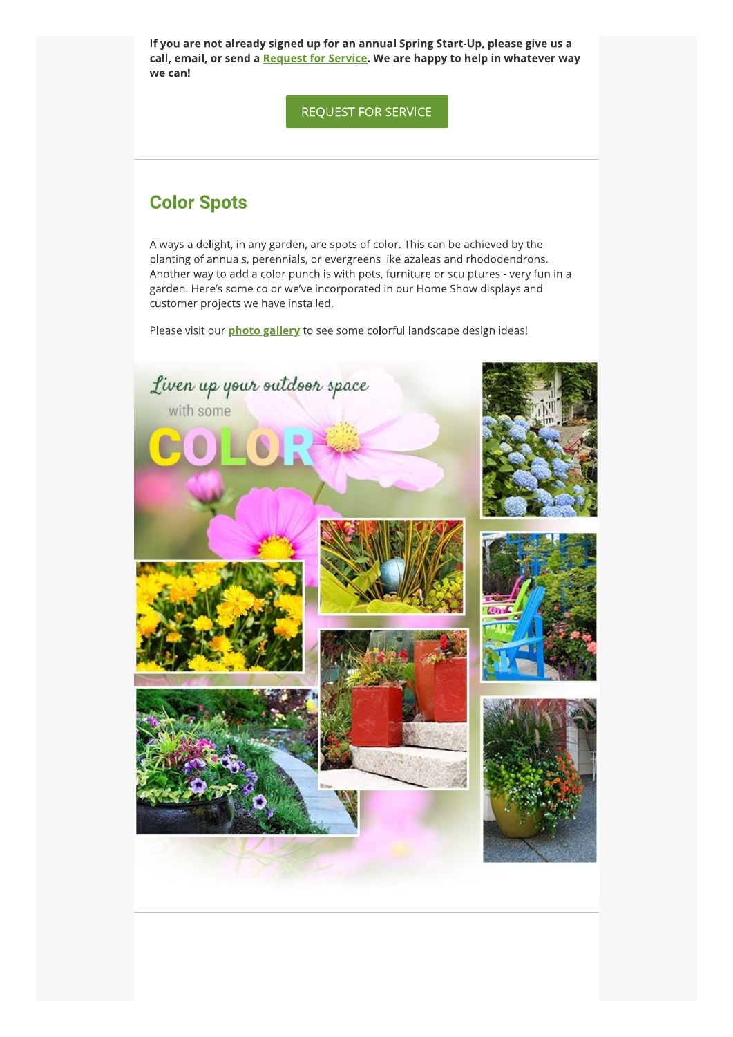**If you are not already signed up for an annual Spring Start-Up, please give us a call, email, or send a Request for Service. We are happy to help in whatever way we can!**

REQUEST FOR SERVICE

## Color Spots

Always a delight, in any garden, are spots of color. This can be achieved by the planting of annuals, perennials, or evergreens like azaleas and rhododendrons. Another way to add a color punch is with pots, furniture or sculptures - very fun in a garden. Here's some color we've incorporated in our Home Show displays and customer projects we have installed.

Please visit our **photo gallery** to see some colorful landscape design ideas!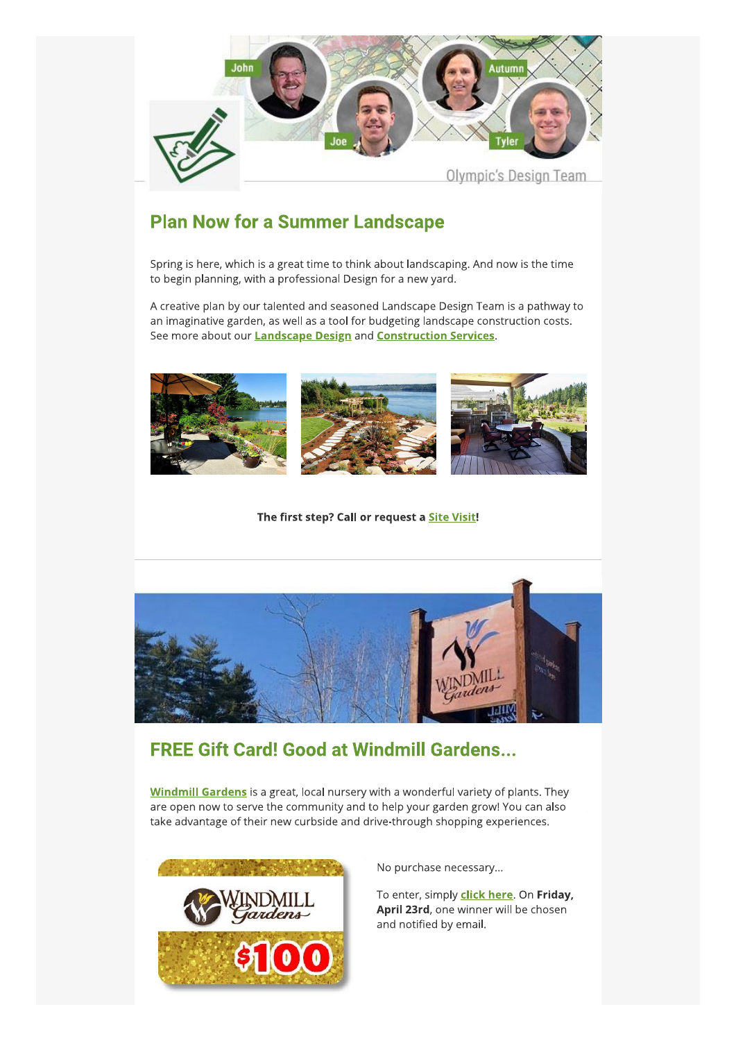## Plan Now for a Summer Landscape

Spring is here, which is a great time to think about landscaping. And now is the time to begin planning, with a professional Design for a new yard.

A creative plan by our talented and seasoned Landscape Design Team is a pathway to an imaginative garden, as well as a tool for budgeting landscape construction costs. See more about our **Landscape Design** and **Construction Services**.

**The first step? Call or request a Site Visit!**

## FREE Gift Card! Good at Windmill Gardens...

**Windmill Gardens** is a great, local nursery with a wonderful variety of plants. They are open now to serve the community and to help your garden grow! You can also take advantage of their new curbside and drive-through shopping experiences.

No purchase necessary...

To enter, simply **click here**. On **Friday, April 23rd**, one winner will be chosen and notified by email.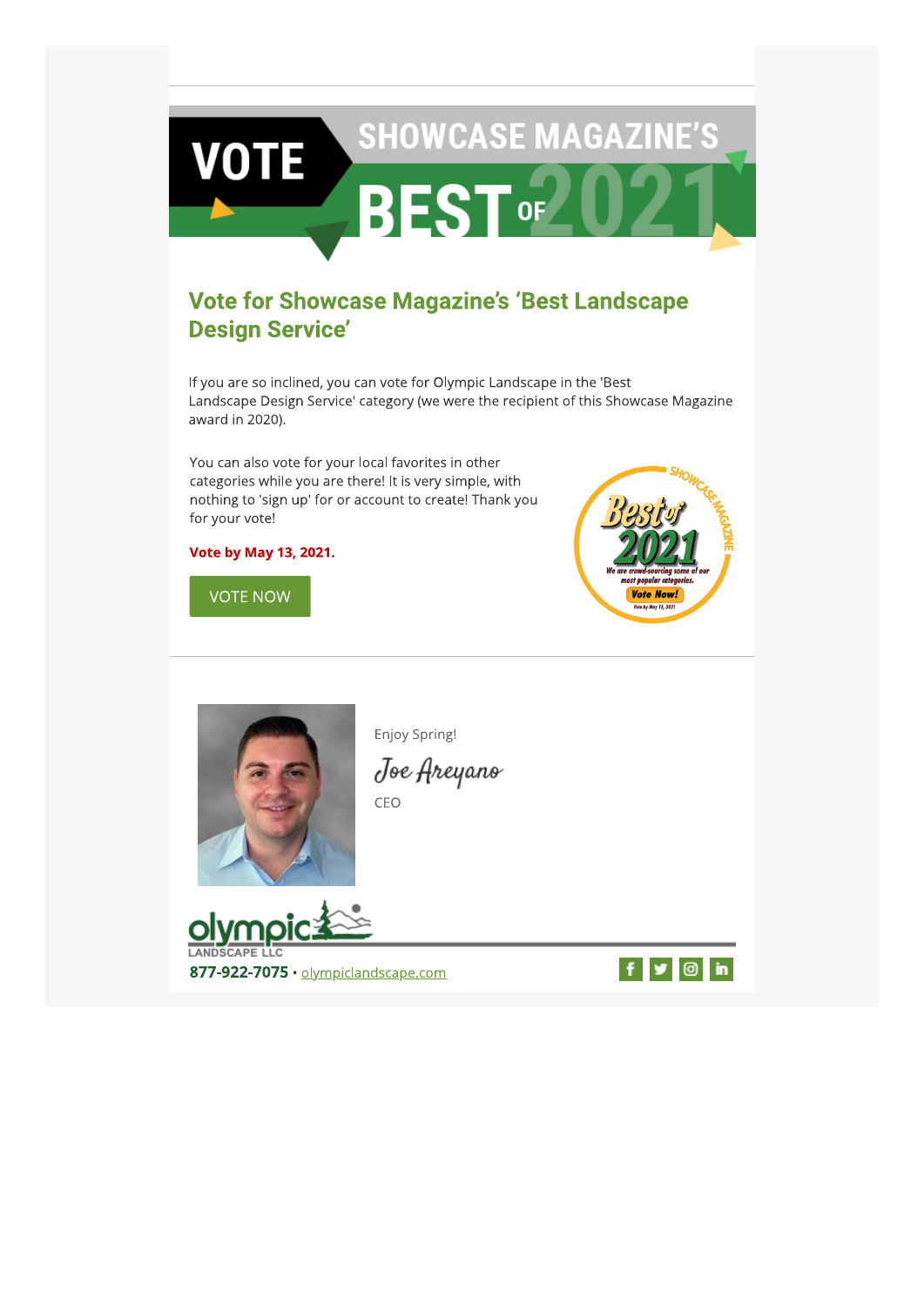## Vote for Showcase Magazine's 'Best Landscape Design Service'

If you are so inclined, you can vote for Olympic Landscape in the 'Best Landscape Design Service' category (we were the recipient of this Showcase Magazine award in 2020).

You can also vote for your local favorites in other categories while you are there! It is very simple, with nothing to 'sign up' for or account to create! Thank you for your vote!

**Vote by May 13, 2021.**

VOTE NOW

Enjoy Spring!

Joe Areyano

CEO

**877-922-7075** • olympiclandscape.com